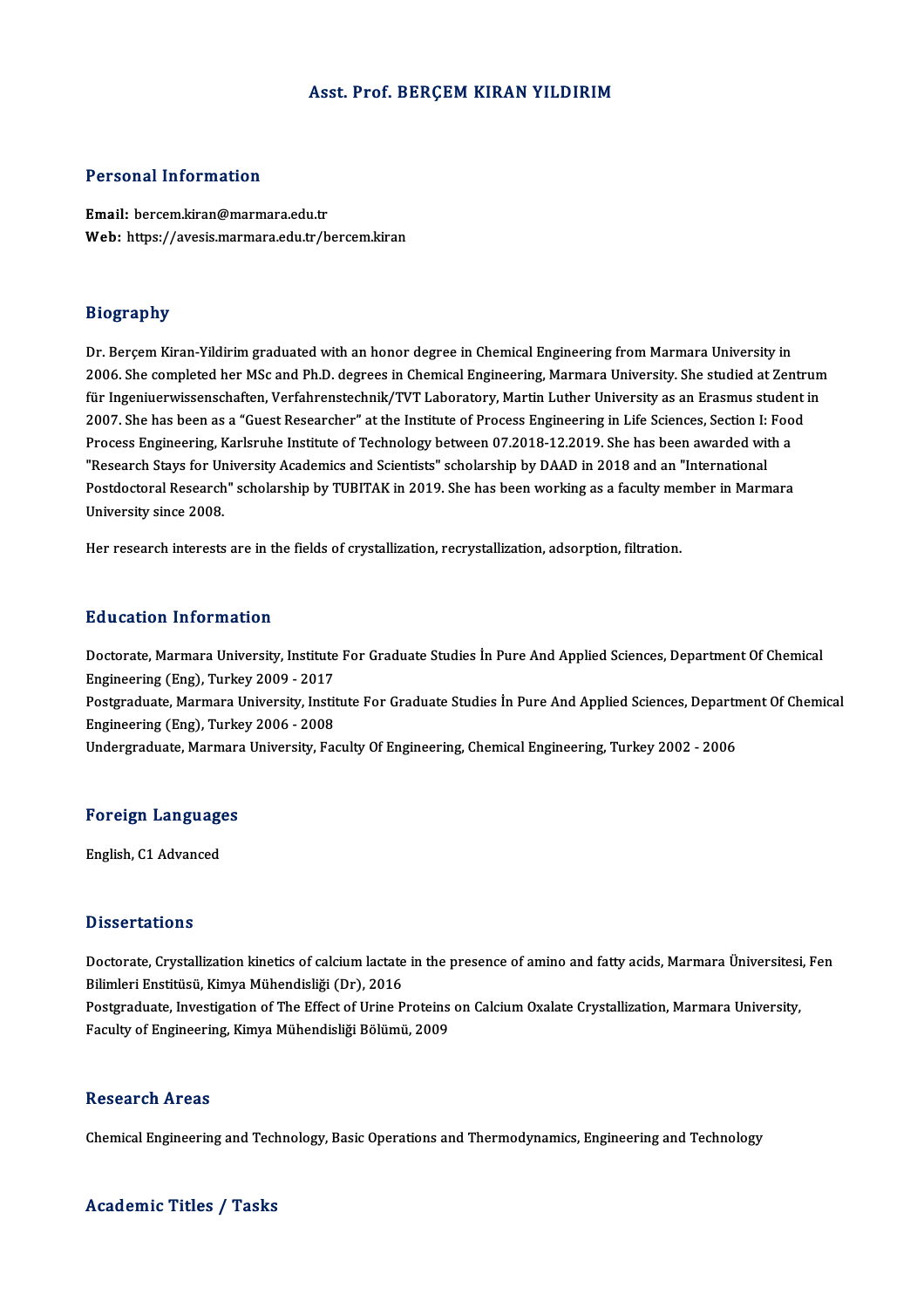# Asst. Prof. BERÇEM KIRAN YILDIRIM

## Personal Information

**Email:** bercem.kiran@marmara.edu.tr
**Web:** https://avesis.marmara.edu.tr/bercem.kiran

## Biography

Dr. Berçem Kiran-Yildirim graduated with an honor degree in Chemical Engineering from Marmara University in 2006. She completed her MSc and Ph.D. degrees in Chemical Engineering, Marmara University. She studied at Zentrum für Ingeniuerwissenschaften, Verfahrenstechnik/TVT Laboratory, Martin Luther University as an Erasmus student in 2007. She has been as a "Guest Researcher" at the Institute of Process Engineering in Life Sciences, Section I: Food Process Engineering, Karlsruhe Institute of Technology between 07.2018-12.2019. She has been awarded with a "Research Stays for University Academics and Scientists" scholarship by DAAD in 2018 and an "International Postdoctoral Research" scholarship by TUBITAK in 2019. She has been working as a faculty member in Marmara University since 2008.

Her research interests are in the fields of crystallization, recrystallization, adsorption, filtration.

## Education Information

Doctorate, Marmara University, Institute For Graduate Studies İn Pure And Applied Sciences, Department Of Chemical Engineering (Eng), Turkey 2009 - 2017
Postgraduate, Marmara University, Institute For Graduate Studies İn Pure And Applied Sciences, Department Of Chemical Engineering (Eng), Turkey 2006 - 2008
Undergraduate, Marmara University, Faculty Of Engineering, Chemical Engineering, Turkey 2002 - 2006

## Foreign Languages

English, C1 Advanced

## Dissertations

Doctorate, Crystallization kinetics of calcium lactate in the presence of amino and fatty acids, Marmara Üniversitesi, Fen Bilimleri Enstitüsü, Kimya Mühendisliği (Dr), 2016
Postgraduate, Investigation of The Effect of Urine Proteins on Calcium Oxalate Crystallization, Marmara University, Faculty of Engineering, Kimya Mühendisliği Bölümü, 2009

## Research Areas

Chemical Engineering and Technology, Basic Operations and Thermodynamics, Engineering and Technology

## Academic Titles / Tasks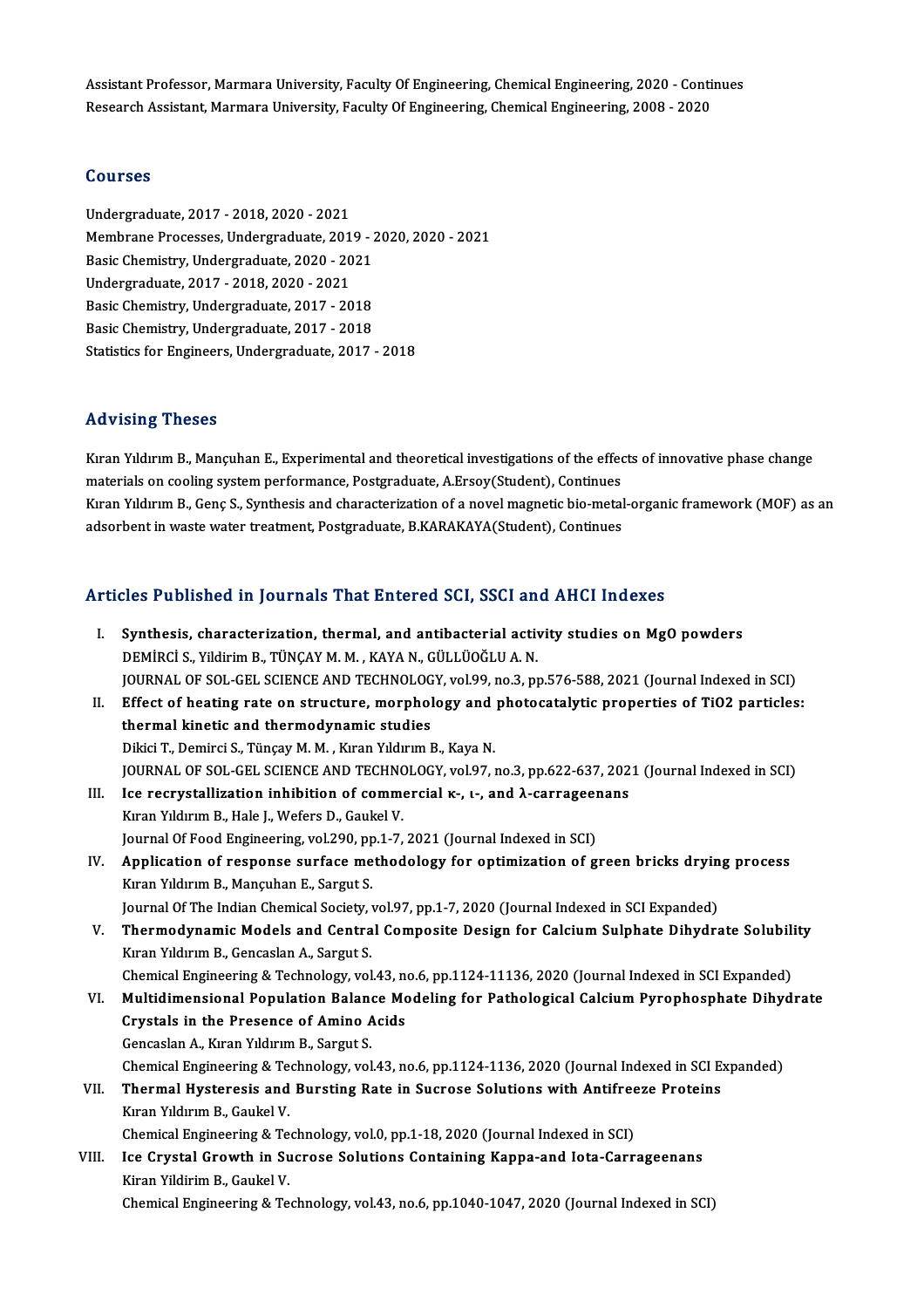Assistant Professor, Marmara University, Faculty Of Engineering, Chemical Engineering, 2020 - Continues
Research Assistant, Marmara University, Faculty Of Engineering, Chemical Engineering, 2008 - 2020

## Courses

Undergraduate, 2017 - 2018, 2020 - 2021
Membrane Processes, Undergraduate, 2019 - 2020, 2020 - 2021
Basic Chemistry, Undergraduate, 2020 - 2021
Undergraduate, 2017 - 2018, 2020 - 2021
Basic Chemistry, Undergraduate, 2017 - 2018
Basic Chemistry, Undergraduate, 2017 - 2018
Statistics for Engineers, Undergraduate, 2017 - 2018

## Advising Theses

Kıran Yıldırım B., Mançuhan E., Experimental and theoretical investigations of the effects of innovative phase change materials on cooling system performance, Postgraduate, A.Ersoy(Student), Continues
Kıran Yıldırım B., Genç S., Synthesis and characterization of a novel magnetic bio-metal-organic framework (MOF) as an adsorbent in waste water treatment, Postgraduate, B.KARAKAYA(Student), Continues

## Articles Published in Journals That Entered SCI, SSCI and AHCI Indexes

I. **Synthesis, characterization, thermal, and antibacterial activity studies on MgO powders**
DEMİRCİ S., Yildirim B., TÜNÇAY M. M. , KAYA N., GÜLLÜOĞLU A. N.
JOURNAL OF SOL-GEL SCIENCE AND TECHNOLOGY, vol.99, no.3, pp.576-588, 2021 (Journal Indexed in SCI)

II. **Effect of heating rate on structure, morphology and photocatalytic properties of TiO2 particles: thermal kinetic and thermodynamic studies**
Dikici T., Demirci S., Tünçay M. M. , Kıran Yıldırım B., Kaya N.
JOURNAL OF SOL-GEL SCIENCE AND TECHNOLOGY, vol.97, no.3, pp.622-637, 2021 (Journal Indexed in SCI)

III. **Ice recrystallization inhibition of commercial κ-, ι-, and λ-carrageenans**
Kıran Yıldırım B., Hale J., Wefers D., Gaukel V.
Journal Of Food Engineering, vol.290, pp.1-7, 2021 (Journal Indexed in SCI)

IV. **Application of response surface methodology for optimization of green bricks drying process**
Kıran Yıldırım B., Mançuhan E., Sargut S.
Journal Of The Indian Chemical Society, vol.97, pp.1-7, 2020 (Journal Indexed in SCI Expanded)

V. **Thermodynamic Models and Central Composite Design for Calcium Sulphate Dihydrate Solubility**
Kıran Yıldırım B., Gencaslan A., Sargut S.
Chemical Engineering & Technology, vol.43, no.6, pp.1124-11136, 2020 (Journal Indexed in SCI Expanded)

VI. **Multidimensional Population Balance Modeling for Pathological Calcium Pyrophosphate Dihydrate Crystals in the Presence of Amino Acids**
Gencaslan A., Kıran Yıldırım B., Sargut S.
Chemical Engineering & Technology, vol.43, no.6, pp.1124-1136, 2020 (Journal Indexed in SCI Expanded)

VII. **Thermal Hysteresis and Bursting Rate in Sucrose Solutions with Antifreeze Proteins**
Kıran Yıldırım B., Gaukel V.
Chemical Engineering & Technology, vol.0, pp.1-18, 2020 (Journal Indexed in SCI)

VIII. **Ice Crystal Growth in Sucrose Solutions Containing Kappa-and Iota-Carrageenans**
Kiran Yildirim B., Gaukel V.
Chemical Engineering & Technology, vol.43, no.6, pp.1040-1047, 2020 (Journal Indexed in SCI)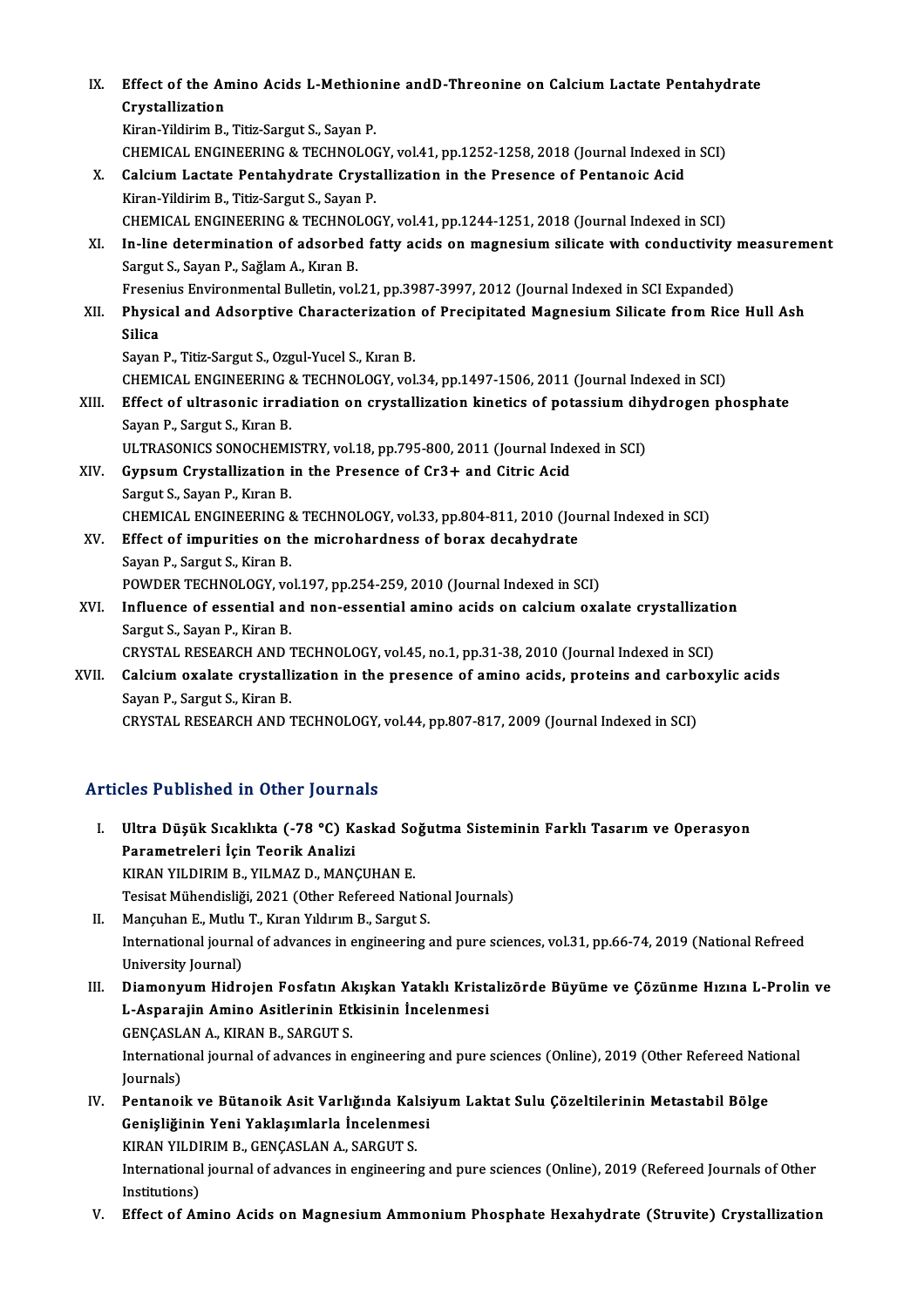IX. **Effect of the Amino Acids L-Methionine andD-Threonine on Calcium Lactate Pentahydrate Crystallization**
Kiran-Yildirim B., Titiz-Sargut S., Sayan P.
CHEMICAL ENGINEERING & TECHNOLOGY, vol.41, pp.1252-1258, 2018 (Journal Indexed in SCI)

X. **Calcium Lactate Pentahydrate Crystallization in the Presence of Pentanoic Acid**
Kiran-Yildirim B., Titiz-Sargut S., Sayan P.
CHEMICAL ENGINEERING & TECHNOLOGY, vol.41, pp.1244-1251, 2018 (Journal Indexed in SCI)

XI. **In-line determination of adsorbed fatty acids on magnesium silicate with conductivity measurement**
Sargut S., Sayan P., Sağlam A., Kıran B.
Fresenius Environmental Bulletin, vol.21, pp.3987-3997, 2012 (Journal Indexed in SCI Expanded)

XII. **Physical and Adsorptive Characterization of Precipitated Magnesium Silicate from Rice Hull Ash Silica**
Sayan P., Titiz-Sargut S., Ozgul-Yucel S., Kıran B.
CHEMICAL ENGINEERING & TECHNOLOGY, vol.34, pp.1497-1506, 2011 (Journal Indexed in SCI)

XIII. **Effect of ultrasonic irradiation on crystallization kinetics of potassium dihydrogen phosphate**
Sayan P., Sargut S., Kıran B.
ULTRASONICS SONOCHEMISTRY, vol.18, pp.795-800, 2011 (Journal Indexed in SCI)

XIV. **Gypsum Crystallization in the Presence of Cr3+ and Citric Acid**
Sargut S., Sayan P., Kıran B.
CHEMICAL ENGINEERING & TECHNOLOGY, vol.33, pp.804-811, 2010 (Journal Indexed in SCI)

XV. **Effect of impurities on the microhardness of borax decahydrate**
Sayan P., Sargut S., Kiran B.
POWDER TECHNOLOGY, vol.197, pp.254-259, 2010 (Journal Indexed in SCI)

XVI. **Influence of essential and non-essential amino acids on calcium oxalate crystallization**
Sargut S., Sayan P., Kiran B.
CRYSTAL RESEARCH AND TECHNOLOGY, vol.45, no.1, pp.31-38, 2010 (Journal Indexed in SCI)

XVII. **Calcium oxalate crystallization in the presence of amino acids, proteins and carboxylic acids**
Sayan P., Sargut S., Kiran B.
CRYSTAL RESEARCH AND TECHNOLOGY, vol.44, pp.807-817, 2009 (Journal Indexed in SCI)

## Articles Published in Other Journals

I. **Ultra Düşük Sıcaklıkta (-78 °C) Kaskad Soğutma Sisteminin Farklı Tasarım ve Operasyon Parametreleri İçin Teorik Analizi**
KIRAN YILDIRIM B., YILMAZ D., MANÇUHAN E.
Tesisat Mühendisliği, 2021 (Other Refereed National Journals)

II. Mançuhan E., Mutlu T., Kıran Yıldırım B., Sargut S.
International journal of advances in engineering and pure sciences, vol.31, pp.66-74, 2019 (National Refreed University Journal)

III. **Diamonyum Hidrojen Fosfatın Akışkan Yataklı Kristalizörde Büyüme ve Çözünme Hızına L-Prolin ve L-Asparajin Amino Asitlerinin Etkisinin İncelenmesi**
GENÇASLAN A., KIRAN B., SARGUT S.
International journal of advances in engineering and pure sciences (Online), 2019 (Other Refereed National Journals)

IV. **Pentanoik ve Bütanoik Asit Varlığında Kalsiyum Laktat Sulu Çözeltilerinin Metastabil Bölge Genişliğinin Yeni Yaklaşımlarla İncelenmesi**
KIRAN YILDIRIM B., GENÇASLAN A., SARGUT S.
International journal of advances in engineering and pure sciences (Online), 2019 (Refereed Journals of Other Institutions)

V. **Effect of Amino Acids on Magnesium Ammonium Phosphate Hexahydrate (Struvite) Crystallization**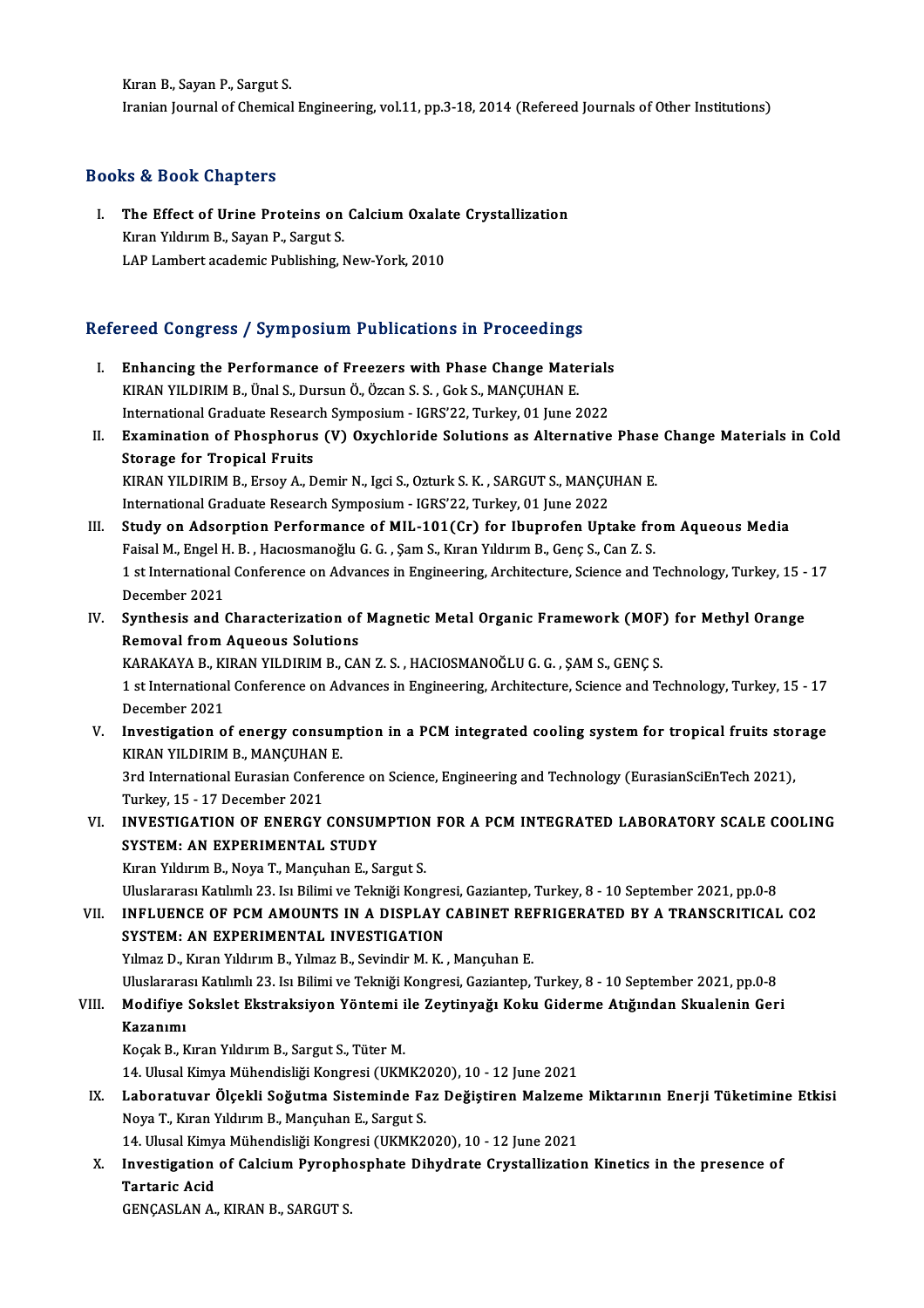Kıran B., Sayan P., Sargut S.
Iranian Journal of Chemical Engineering, vol.11, pp.3-18, 2014 (Refereed Journals of Other Institutions)

## Books & Book Chapters

I. **The Effect of Urine Proteins on Calcium Oxalate Crystallization**
Kıran Yıldırım B., Sayan P., Sargut S.
LAP Lambert academic Publishing, New-York, 2010

## Refereed Congress / Symposium Publications in Proceedings

I. **Enhancing the Performance of Freezers with Phase Change Materials**
KIRAN YILDIRIM B., Ünal S., Dursun Ö., Özcan S. S. , Gok S., MANÇUHAN E.
International Graduate Research Symposium - IGRS'22, Turkey, 01 June 2022

II. **Examination of Phosphorus (V) Oxychloride Solutions as Alternative Phase Change Materials in Cold Storage for Tropical Fruits**
KIRAN YILDIRIM B., Ersoy A., Demir N., Igci S., Ozturk S. K. , SARGUT S., MANÇUHAN E.
International Graduate Research Symposium - IGRS'22, Turkey, 01 June 2022

III. **Study on Adsorption Performance of MIL-101(Cr) for Ibuprofen Uptake from Aqueous Media**
Faisal M., Engel H. B. , Hacıosmanoğlu G. G. , Şam S., Kıran Yıldırım B., Genç S., Can Z. S.
1 st International Conference on Advances in Engineering, Architecture, Science and Technology, Turkey, 15 - 17 December 2021

IV. **Synthesis and Characterization of Magnetic Metal Organic Framework (MOF) for Methyl Orange Removal from Aqueous Solutions**
KARAKAYA B., KIRAN YILDIRIM B., CAN Z. S. , HACIOSMANOĞLU G. G. , ŞAM S., GENÇ S.
1 st International Conference on Advances in Engineering, Architecture, Science and Technology, Turkey, 15 - 17 December 2021

V. **Investigation of energy consumption in a PCM integrated cooling system for tropical fruits storage**
KIRAN YILDIRIM B., MANÇUHAN E.
3rd International Eurasian Conference on Science, Engineering and Technology (EurasianSciEnTech 2021), Turkey, 15 - 17 December 2021

VI. **INVESTIGATION OF ENERGY CONSUMPTION FOR A PCM INTEGRATED LABORATORY SCALE COOLING SYSTEM: AN EXPERIMENTAL STUDY**
Kıran Yıldırım B., Noya T., Mançuhan E., Sargut S.
Uluslararası Katılımlı 23. Isı Bilimi ve Tekniği Kongresi, Gaziantep, Turkey, 8 - 10 September 2021, pp.0-8

VII. **INFLUENCE OF PCM AMOUNTS IN A DISPLAY CABINET REFRIGERATED BY A TRANSCRITICAL CO2 SYSTEM: AN EXPERIMENTAL INVESTIGATION**
Yılmaz D., Kıran Yıldırım B., Yılmaz B., Sevindir M. K. , Mançuhan E.
Uluslararası Katılımlı 23. Isı Bilimi ve Tekniği Kongresi, Gaziantep, Turkey, 8 - 10 September 2021, pp.0-8

VIII. **Modifiye Sokslet Ekstraksiyon Yöntemi ile Zeytinyağı Koku Giderme Atığından Skualenin Geri Kazanımı**
Koçak B., Kıran Yıldırım B., Sargut S., Tüter M.
14. Ulusal Kimya Mühendisliği Kongresi (UKMK2020), 10 - 12 June 2021

IX. **Laboratuvar Ölçekli Soğutma Sisteminde Faz Değiştiren Malzeme Miktarının Enerji Tüketimine Etkisi**
Noya T., Kıran Yıldırım B., Mançuhan E., Sargut S.
14. Ulusal Kimya Mühendisliği Kongresi (UKMK2020), 10 - 12 June 2021

X. **Investigation of Calcium Pyrophosphate Dihydrate Crystallization Kinetics in the presence of Tartaric Acid**
GENÇASLAN A., KIRAN B., SARGUT S.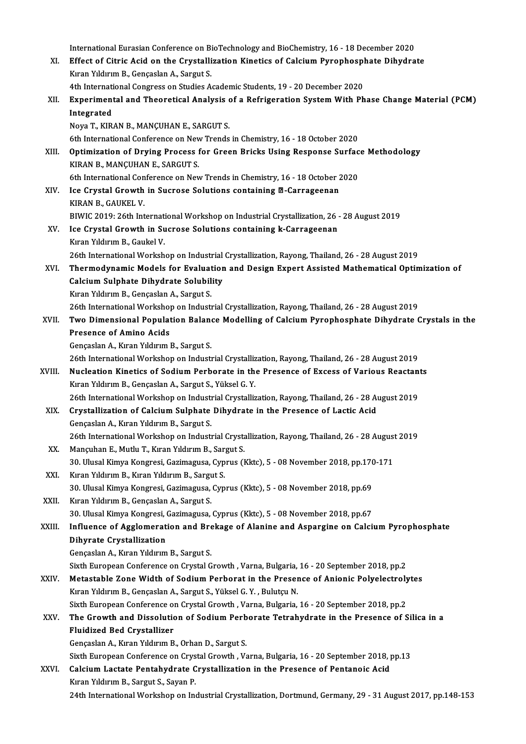International Eurasian Conference on BioTechnology and BioChemistry, 16 - 18 December 2020

XI. **Effect of Citric Acid on the Crystallization Kinetics of Calcium Pyrophosphate Dihydrate**
Kıran Yıldırım B., Gençaslan A., Sargut S.
4th International Congress on Studies Academic Students, 19 - 20 December 2020

XII. **Experimental and Theoretical Analysis of a Refrigeration System With Phase Change Material (PCM) Integrated**
Noya T., KIRAN B., MANÇUHAN E., SARGUT S.
6th International Conference on New Trends in Chemistry, 16 - 18 October 2020

XIII. **Optimization of Drying Process for Green Bricks Using Response Surface Methodology**
KIRAN B., MANÇUHAN E., SARGUT S.
6th International Conference on New Trends in Chemistry, 16 - 18 October 2020

XIV. **Ice Crystal Growth in Sucrose Solutions containing �-Carrageenan**
KIRAN B., GAUKEL V.
BIWIC 2019: 26th International Workshop on Industrial Crystallization, 26 - 28 August 2019

XV. **Ice Crystal Growth in Sucrose Solutions containing k-Carrageenan**
Kıran Yıldırım B., Gaukel V.
26th International Workshop on Industrial Crystallization, Rayong, Thailand, 26 - 28 August 2019

XVI. **Thermodynamic Models for Evaluation and Design Expert Assisted Mathematical Optimization of Calcium Sulphate Dihydrate Solubility**
Kıran Yıldırım B., Gençaslan A., Sargut S.
26th International Workshop on Industrial Crystallization, Rayong, Thailand, 26 - 28 August 2019

XVII. **Two Dimensional Population Balance Modelling of Calcium Pyrophosphate Dihydrate Crystals in the Presence of Amino Acids**
Gençaslan A., Kıran Yıldırım B., Sargut S.
26th International Workshop on Industrial Crystallization, Rayong, Thailand, 26 - 28 August 2019

XVIII. **Nucleation Kinetics of Sodium Perborate in the Presence of Excess of Various Reactants**
Kıran Yıldırım B., Gençaslan A., Sargut S., Yüksel G. Y.
26th International Workshop on Industrial Crystallization, Rayong, Thailand, 26 - 28 August 2019

XIX. **Crystallization of Calcium Sulphate Dihydrate in the Presence of Lactic Acid**
Gençaslan A., Kıran Yıldırım B., Sargut S.
26th International Workshop on Industrial Crystallization, Rayong, Thailand, 26 - 28 August 2019

XX. Mançuhan E., Mutlu T., Kıran Yıldırım B., Sargut S.
30. Ulusal Kimya Kongresi, Gazimagusa, Cyprus (Kktc), 5 - 08 November 2018, pp.170-171

XXI. Kıran Yıldırım B., Kıran Yıldırım B., Sargut S.
30. Ulusal Kimya Kongresi, Gazimagusa, Cyprus (Kktc), 5 - 08 November 2018, pp.69

XXII. Kıran Yıldırım B., Gençaslan A., Sargut S.
30. Ulusal Kimya Kongresi, Gazimagusa, Cyprus (Kktc), 5 - 08 November 2018, pp.67

XXIII. **Influence of Agglomeration and Brekage of Alanine and Aspargine on Calcium Pyrophosphate Dihyrate Crystallization**
Gençaslan A., Kıran Yıldırım B., Sargut S.
Sixth European Conference on Crystal Growth , Varna, Bulgaria, 16 - 20 September 2018, pp.2

XXIV. **Metastable Zone Width of Sodium Perborat in the Presence of Anionic Polyelectrolytes**
Kıran Yıldırım B., Gençaslan A., Sargut S., Yüksel G. Y. , Bulutçu N.
Sixth European Conference on Crystal Growth , Varna, Bulgaria, 16 - 20 September 2018, pp.2

XXV. **The Growth and Dissolution of Sodium Perborate Tetrahydrate in the Presence of Silica in a Fluidized Bed Crystallizer**
Gençaslan A., Kıran Yıldırım B., Orhan D., Sargut S.
Sixth European Conference on Crystal Growth , Varna, Bulgaria, 16 - 20 September 2018, pp.13

XXVI. **Calcium Lactate Pentahydrate Crystallization in the Presence of Pentanoic Acid**
Kıran Yıldırım B., Sargut S., Sayan P.
24th International Workshop on Industrial Crystallization, Dortmund, Germany, 29 - 31 August 2017, pp.148-153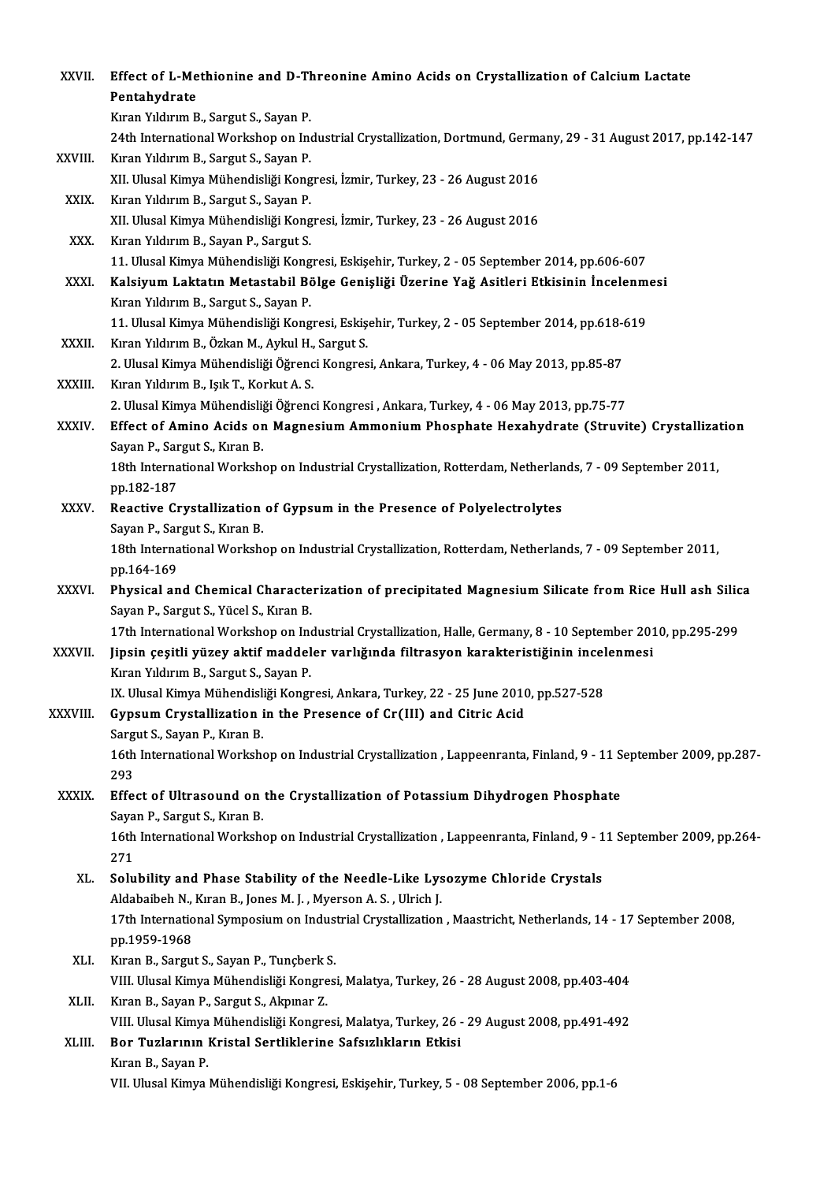XXVII. **Effect of L-Methionine and D-Threonine Amino Acids on Crystallization of Calcium Lactate Pentahydrate**
Kıran Yıldırım B., Sargut S., Sayan P.
24th International Workshop on Industrial Crystallization, Dortmund, Germany, 29 - 31 August 2017, pp.142-147

XXVIII. Kıran Yıldırım B., Sargut S., Sayan P.
XII. Ulusal Kimya Mühendisliği Kongresi, İzmir, Turkey, 23 - 26 August 2016

XXIX. Kıran Yıldırım B., Sargut S., Sayan P.
XII. Ulusal Kimya Mühendisliği Kongresi, İzmir, Turkey, 23 - 26 August 2016

XXX. Kıran Yıldırım B., Sayan P., Sargut S.
11. Ulusal Kimya Mühendisliği Kongresi, Eskişehir, Turkey, 2 - 05 September 2014, pp.606-607

XXXI. **Kalsiyum Laktatın Metastabil Bölge Genişliği Üzerine Yağ Asitleri Etkisinin İncelenmesi**
Kıran Yıldırım B., Sargut S., Sayan P.
11. Ulusal Kimya Mühendisliği Kongresi, Eskişehir, Turkey, 2 - 05 September 2014, pp.618-619

XXXII. Kıran Yıldırım B., Özkan M., Aykul H., Sargut S.
2. Ulusal Kimya Mühendisliği Öğrenci Kongresi, Ankara, Turkey, 4 - 06 May 2013, pp.85-87

XXXIII. Kıran Yıldırım B., Işık T., Korkut A. S.
2. Ulusal Kimya Mühendisliği Öğrenci Kongresi , Ankara, Turkey, 4 - 06 May 2013, pp.75-77

XXXIV. **Effect of Amino Acids on Magnesium Ammonium Phosphate Hexahydrate (Struvite) Crystallization**
Sayan P., Sargut S., Kıran B.
18th International Workshop on Industrial Crystallization, Rotterdam, Netherlands, 7 - 09 September 2011, pp.182-187

XXXV. **Reactive Crystallization of Gypsum in the Presence of Polyelectrolytes**
Sayan P., Sargut S., Kıran B.
18th International Workshop on Industrial Crystallization, Rotterdam, Netherlands, 7 - 09 September 2011, pp.164-169

XXXVI. **Physical and Chemical Characterization of precipitated Magnesium Silicate from Rice Hull ash Silica**
Sayan P., Sargut S., Yücel S., Kıran B.
17th International Workshop on Industrial Crystallization, Halle, Germany, 8 - 10 September 2010, pp.295-299

XXXVII. **Jipsin çeşitli yüzey aktif maddeler varlığında filtrasyon karakteristiğinin incelenmesi**
Kıran Yıldırım B., Sargut S., Sayan P.
IX. Ulusal Kimya Mühendisliği Kongresi, Ankara, Turkey, 22 - 25 June 2010, pp.527-528

XXXVIII. **Gypsum Crystallization in the Presence of Cr(III) and Citric Acid**
Sargut S., Sayan P., Kıran B.
16th International Workshop on Industrial Crystallization , Lappeenranta, Finland, 9 - 11 September 2009, pp.287-293

XXXIX. **Effect of Ultrasound on the Crystallization of Potassium Dihydrogen Phosphate**
Sayan P., Sargut S., Kıran B.
16th International Workshop on Industrial Crystallization , Lappeenranta, Finland, 9 - 11 September 2009, pp.264-271

XL. **Solubility and Phase Stability of the Needle-Like Lysozyme Chloride Crystals**
Aldabaibeh N., Kıran B., Jones M. J. , Myerson A. S. , Ulrich J.
17th International Symposium on Industrial Crystallization , Maastricht, Netherlands, 14 - 17 September 2008, pp.1959-1968

XLI. Kıran B., Sargut S., Sayan P., Tunçberk S.
VIII. Ulusal Kimya Mühendisliği Kongresi, Malatya, Turkey, 26 - 28 August 2008, pp.403-404

XLII. Kıran B., Sayan P., Sargut S., Akpınar Z.
VIII. Ulusal Kimya Mühendisliği Kongresi, Malatya, Turkey, 26 - 29 August 2008, pp.491-492

XLIII. **Bor Tuzlarının Kristal Sertliklerine Safsızlıkların Etkisi**
Kıran B., Sayan P.
VII. Ulusal Kimya Mühendisliği Kongresi, Eskişehir, Turkey, 5 - 08 September 2006, pp.1-6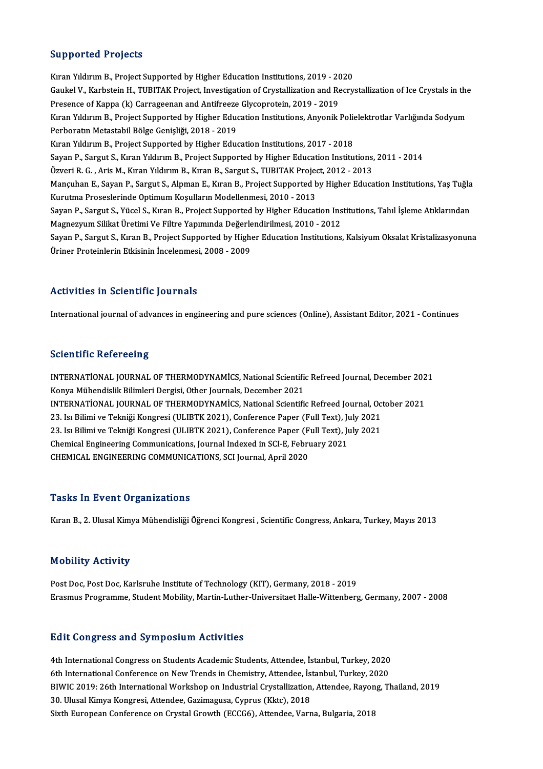## Supported Projects

Kıran Yıldırım B., Project Supported by Higher Education Institutions, 2019 - 2020

Gaukel V., Karbstein H., TUBITAK Project, Investigation of Crystallization and Recrystallization of Ice Crystals in the Presence of Kappa (k) Carrageenan and Antifreeze Glycoprotein, 2019 - 2019

Kıran Yıldırım B., Project Supported by Higher Education Institutions, Anyonik Polielektrotlar Varlığında Sodyum Perboratın Metastabil Bölge Genişliği, 2018 - 2019

Kıran Yıldırım B., Project Supported by Higher Education Institutions, 2017 - 2018

Sayan P., Sargut S., Kıran Yıldırım B., Project Supported by Higher Education Institutions, 2011 - 2014

Özveri R. G. , Aris M., Kıran Yıldırım B., Kıran B., Sargut S., TUBITAK Project, 2012 - 2013

Mançuhan E., Sayan P., Sargut S., Alpman E., Kıran B., Project Supported by Higher Education Institutions, Yaş Tuğla Kurutma Proseslerinde Optimum Koşulların Modellenmesi, 2010 - 2013

Sayan P., Sargut S., Yücel S., Kıran B., Project Supported by Higher Education Institutions, Tahıl İşleme Atıklarından Magnezyum Silikat Üretimi Ve Filtre Yapımında Değerlendirilmesi, 2010 - 2012

Sayan P., Sargut S., Kıran B., Project Supported by Higher Education Institutions, Kalsiyum Oksalat Kristalizasyonuna Üriner Proteinlerin Etkisinin İncelenmesi, 2008 - 2009

## Activities in Scientific Journals

International journal of advances in engineering and pure sciences (Online), Assistant Editor, 2021 - Continues

## Scientific Refereeing

INTERNATİONAL JOURNAL OF THERMODYNAMİCS, National Scientific Refreed Journal, December 2021

Konya Mühendislik Bilimleri Dergisi, Other Journals, December 2021

INTERNATİONAL JOURNAL OF THERMODYNAMİCS, National Scientific Refreed Journal, October 2021

23. Isı Bilimi ve Tekniği Kongresi (ULIBTK 2021), Conference Paper (Full Text), July 2021

23. Isı Bilimi ve Tekniği Kongresi (ULIBTK 2021), Conference Paper (Full Text), July 2021

Chemical Engineering Communications, Journal Indexed in SCI-E, February 2021

CHEMICAL ENGINEERING COMMUNICATIONS, SCI Journal, April 2020

## Tasks In Event Organizations

Kıran B., 2. Ulusal Kimya Mühendisliği Öğrenci Kongresi , Scientific Congress, Ankara, Turkey, Mayıs 2013

## Mobility Activity

Post Doc, Post Doc, Karlsruhe Institute of Technology (KIT), Germany, 2018 - 2019

Erasmus Programme, Student Mobility, Martin-Luther-Universitaet Halle-Wittenberg, Germany, 2007 - 2008

## Edit Congress and Symposium Activities

4th International Congress on Students Academic Students, Attendee, İstanbul, Turkey, 2020

6th International Conference on New Trends in Chemistry, Attendee, İstanbul, Turkey, 2020

BIWIC 2019: 26th International Workshop on Industrial Crystallization, Attendee, Rayong, Thailand, 2019

30. Ulusal Kimya Kongresi, Attendee, Gazimagusa, Cyprus (Kktc), 2018

Sixth European Conference on Crystal Growth (ECCG6), Attendee, Varna, Bulgaria, 2018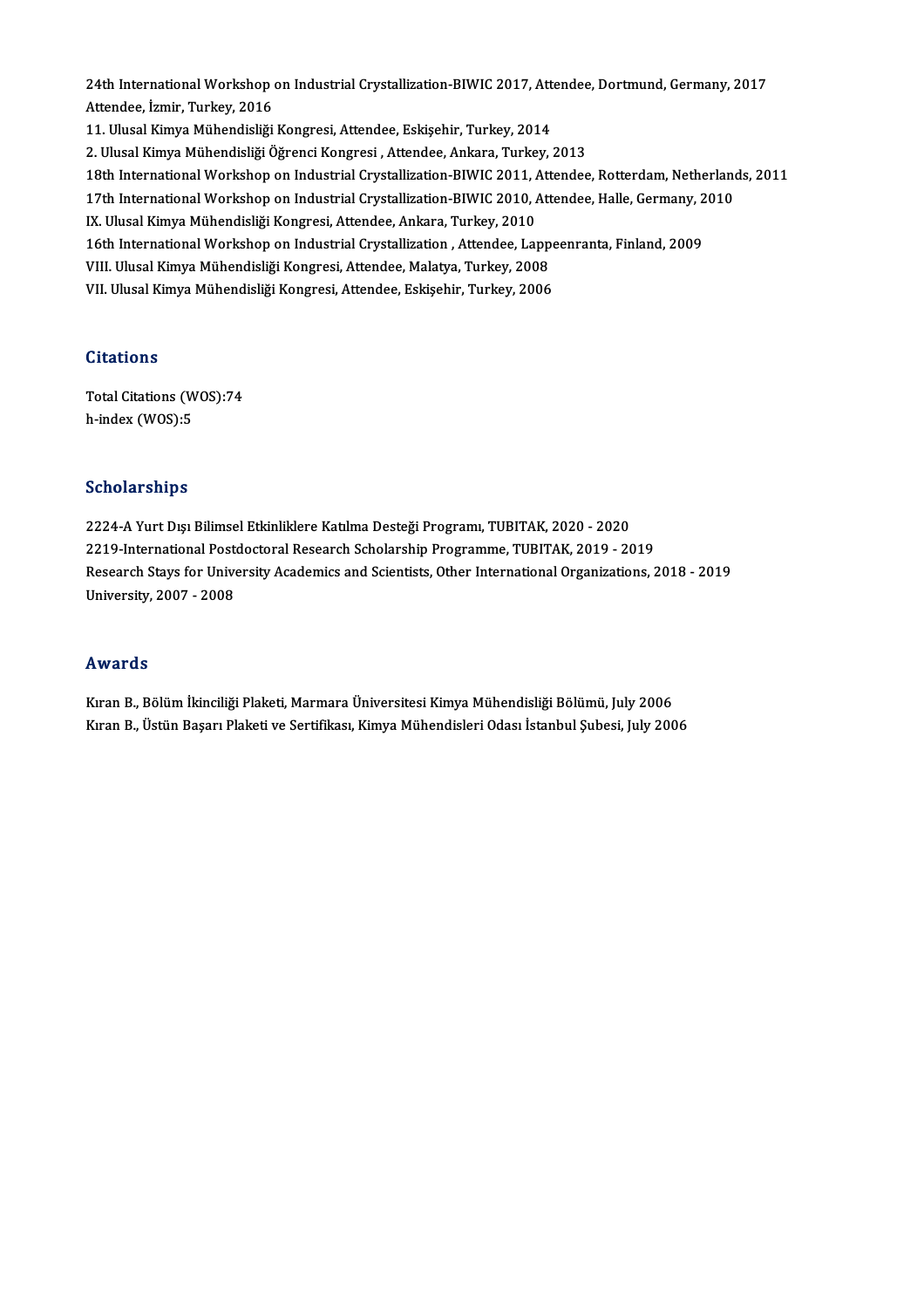24th International Workshop on Industrial Crystallization-BIWIC 2017, Attendee, Dortmund, Germany, 2017
Attendee, İzmir, Turkey, 2016
11. Ulusal Kimya Mühendisliği Kongresi, Attendee, Eskişehir, Turkey, 2014
2. Ulusal Kimya Mühendisliği Öğrenci Kongresi , Attendee, Ankara, Turkey, 2013
18th International Workshop on Industrial Crystallization-BIWIC 2011, Attendee, Rotterdam, Netherlands, 2011
17th International Workshop on Industrial Crystallization-BIWIC 2010, Attendee, Halle, Germany, 2010
IX. Ulusal Kimya Mühendisliği Kongresi, Attendee, Ankara, Turkey, 2010
16th International Workshop on Industrial Crystallization , Attendee, Lappeenranta, Finland, 2009
VIII. Ulusal Kimya Mühendisliği Kongresi, Attendee, Malatya, Turkey, 2008
VII. Ulusal Kimya Mühendisliği Kongresi, Attendee, Eskişehir, Turkey, 2006

## Citations

Total Citations (WOS):74
h-index (WOS):5

## Scholarships

2224-A Yurt Dışı Bilimsel Etkinliklere Katılma Desteği Programı, TUBITAK, 2020 - 2020
2219-International Postdoctoral Research Scholarship Programme, TUBITAK, 2019 - 2019
Research Stays for University Academics and Scientists, Other International Organizations, 2018 - 2019
University, 2007 - 2008

## Awards

Kıran B., Bölüm İkinciliği Plaketi, Marmara Üniversitesi Kimya Mühendisliği Bölümü, July 2006
Kıran B., Üstün Başarı Plaketi ve Sertifikası, Kimya Mühendisleri Odası İstanbul Şubesi, July 2006